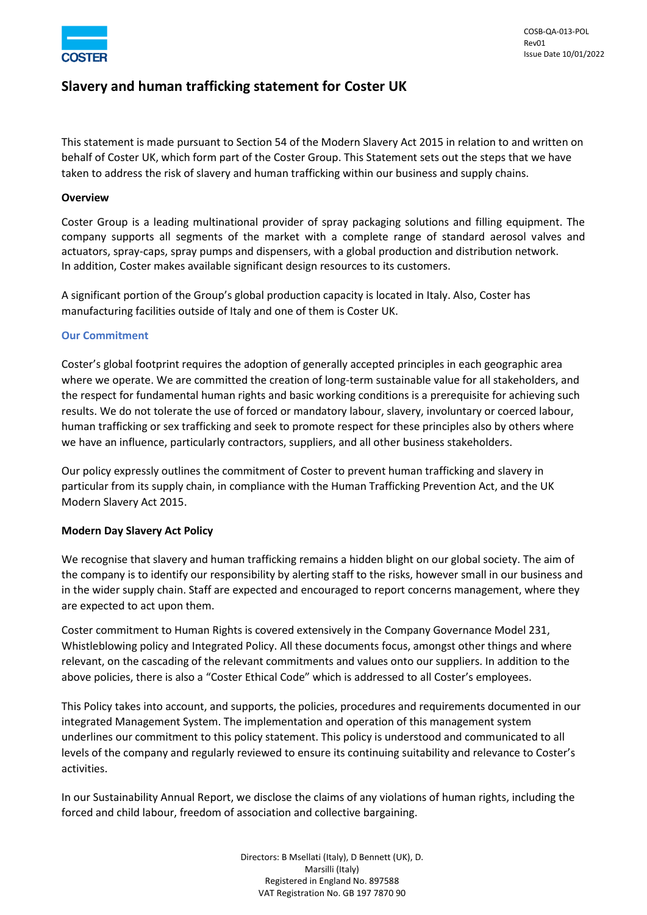COSB-QA-013-POL
Rev01
Issue Date 10/01/2022

# Slavery and human trafficking statement for Coster UK

This statement is made pursuant to Section 54 of the Modern Slavery Act 2015 in relation to and written on behalf of Coster UK, which form part of the Coster Group. This Statement sets out the steps that we have taken to address the risk of slavery and human trafficking within our business and supply chains.

**Overview**

Coster Group is a leading multinational provider of spray packaging solutions and filling equipment. The company supports all segments of the market with a complete range of standard aerosol valves and actuators, spray-caps, spray pumps and dispensers, with a global production and distribution network. In addition, Coster makes available significant design resources to its customers.

A significant portion of the Group's global production capacity is located in Italy. Also, Coster has manufacturing facilities outside of Italy and one of them is Coster UK.

## Our Commitment

Coster's global footprint requires the adoption of generally accepted principles in each geographic area where we operate. We are committed the creation of long-term sustainable value for all stakeholders, and the respect for fundamental human rights and basic working conditions is a prerequisite for achieving such results. We do not tolerate the use of forced or mandatory labour, slavery, involuntary or coerced labour, human trafficking or sex trafficking and seek to promote respect for these principles also by others where we have an influence, particularly contractors, suppliers, and all other business stakeholders.

Our policy expressly outlines the commitment of Coster to prevent human trafficking and slavery in particular from its supply chain, in compliance with the Human Trafficking Prevention Act, and the UK Modern Slavery Act 2015.

**Modern Day Slavery Act Policy**

We recognise that slavery and human trafficking remains a hidden blight on our global society. The aim of the company is to identify our responsibility by alerting staff to the risks, however small in our business and in the wider supply chain. Staff are expected and encouraged to report concerns management, where they are expected to act upon them.

Coster commitment to Human Rights is covered extensively in the Company Governance Model 231, Whistleblowing policy and Integrated Policy. All these documents focus, amongst other things and where relevant, on the cascading of the relevant commitments and values onto our suppliers. In addition to the above policies, there is also a "Coster Ethical Code" which is addressed to all Coster's employees.

This Policy takes into account, and supports, the policies, procedures and requirements documented in our integrated Management System. The implementation and operation of this management system underlines our commitment to this policy statement. This policy is understood and communicated to all levels of the company and regularly reviewed to ensure its continuing suitability and relevance to Coster's activities.

In our Sustainability Annual Report, we disclose the claims of any violations of human rights, including the forced and child labour, freedom of association and collective bargaining.

Directors: B Msellati (Italy), D Bennett (UK), D. Marsilli (Italy)
Registered in England No. 897588
VAT Registration No. GB 197 7870 90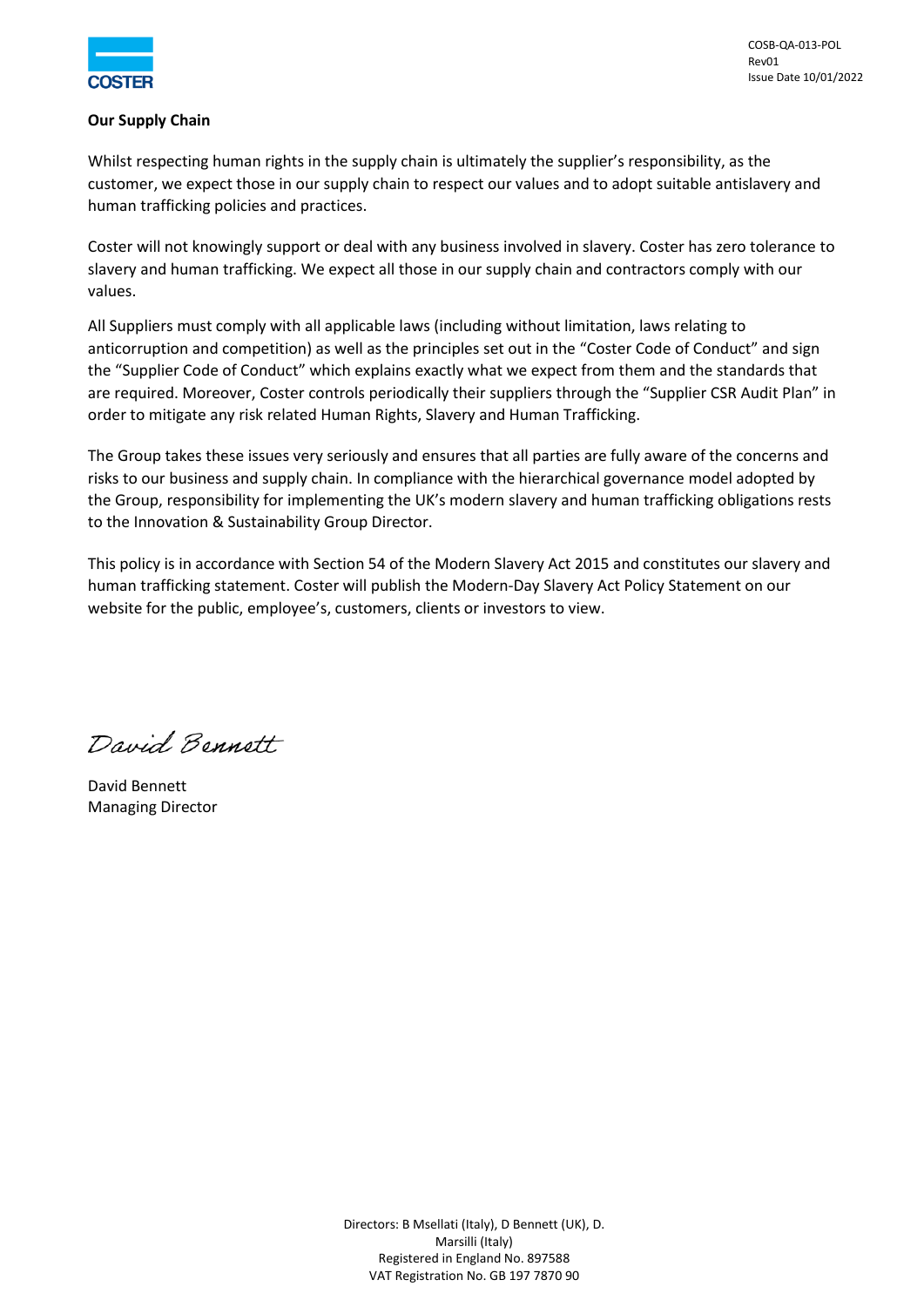**Our Supply Chain**

Whilst respecting human rights in the supply chain is ultimately the supplier's responsibility, as the customer, we expect those in our supply chain to respect our values and to adopt suitable antislavery and human trafficking policies and practices.

Coster will not knowingly support or deal with any business involved in slavery. Coster has zero tolerance to slavery and human trafficking. We expect all those in our supply chain and contractors comply with our values.

All Suppliers must comply with all applicable laws (including without limitation, laws relating to anticorruption and competition) as well as the principles set out in the "Coster Code of Conduct" and sign the "Supplier Code of Conduct" which explains exactly what we expect from them and the standards that are required. Moreover, Coster controls periodically their suppliers through the "Supplier CSR Audit Plan" in order to mitigate any risk related Human Rights, Slavery and Human Trafficking.

The Group takes these issues very seriously and ensures that all parties are fully aware of the concerns and risks to our business and supply chain. In compliance with the hierarchical governance model adopted by the Group, responsibility for implementing the UK's modern slavery and human trafficking obligations rests to the Innovation & Sustainability Group Director.

This policy is in accordance with Section 54 of the Modern Slavery Act 2015 and constitutes our slavery and human trafficking statement. Coster will publish the Modern-Day Slavery Act Policy Statement on our website for the public, employee's, customers, clients or investors to view.

*David Bennett*

David Bennett
Managing Director

Directors: B Msellati (Italy), D Bennett (UK), D. Marsilli (Italy)
Registered in England No. 897588
VAT Registration No. GB 197 7870 90